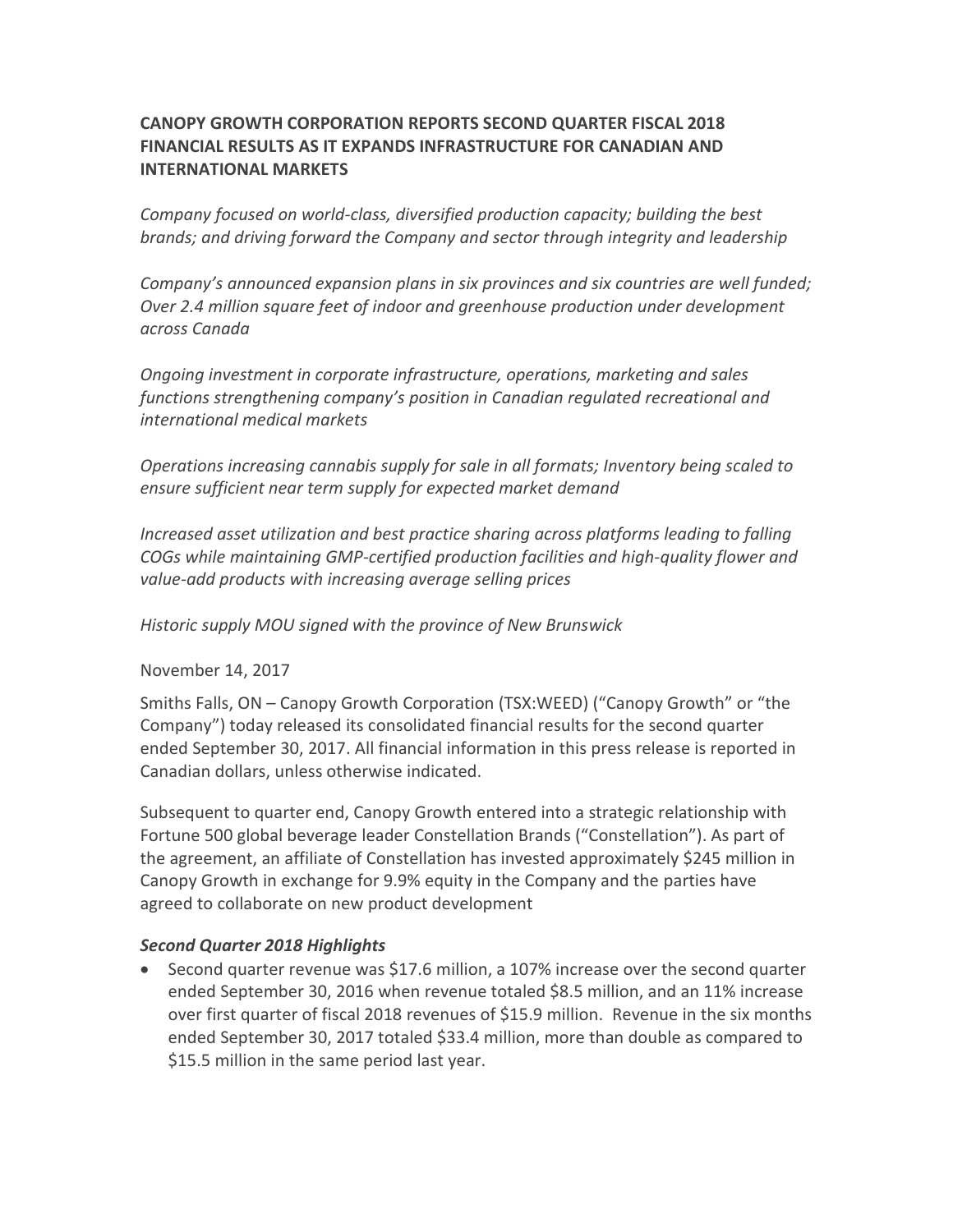# CANOPY GROWTH CORPORATION REPORTS SECOND QUARTER FISCAL 2018 FINANCIAL RESULTS AS IT EXPANDS INFRASTRUCTURE FOR CANADIAN AND INTERNATIONAL MARKETS

*Company focused on world-class, diversified production capacity; building the best brands; and driving forward the Company and sector through integrity and leadership*

*Company's announced expansion plans in six provinces and six countries are well funded; Over 2.4 million square feet of indoor and greenhouse production under development across Canada*

*Ongoing investment in corporate infrastructure, operations, marketing and sales functions strengthening company's position in Canadian regulated recreational and international medical markets*

*Operations increasing cannabis supply for sale in all formats; Inventory being scaled to ensure sufficient near term supply for expected market demand*

*Increased asset utilization and best practice sharing across platforms leading to falling COGs while maintaining GMP-certified production facilities and high-quality flower and value-add products with increasing average selling prices*

*Historic supply MOU signed with the province of New Brunswick*

November 14, 2017

Smiths Falls, ON – Canopy Growth Corporation (TSX:WEED) ("Canopy Growth" or "the Company") today released its consolidated financial results for the second quarter ended September 30, 2017. All financial information in this press release is reported in Canadian dollars, unless otherwise indicated.

Subsequent to quarter end, Canopy Growth entered into a strategic relationship with Fortune 500 global beverage leader Constellation Brands ("Constellation"). As part of the agreement, an affiliate of Constellation has invested approximately $245 million in Canopy Growth in exchange for 9.9% equity in the Company and the parties have agreed to collaborate on new product development

### *Second Quarter 2018 Highlights*

- Second quarter revenue was $17.6 million, a 107% increase over the second quarter ended September 30, 2016 when revenue totaled $8.5 million, and an 11% increase over first quarter of fiscal 2018 revenues of $15.9 million. Revenue in the six months ended September 30, 2017 totaled $33.4 million, more than double as compared to $15.5 million in the same period last year.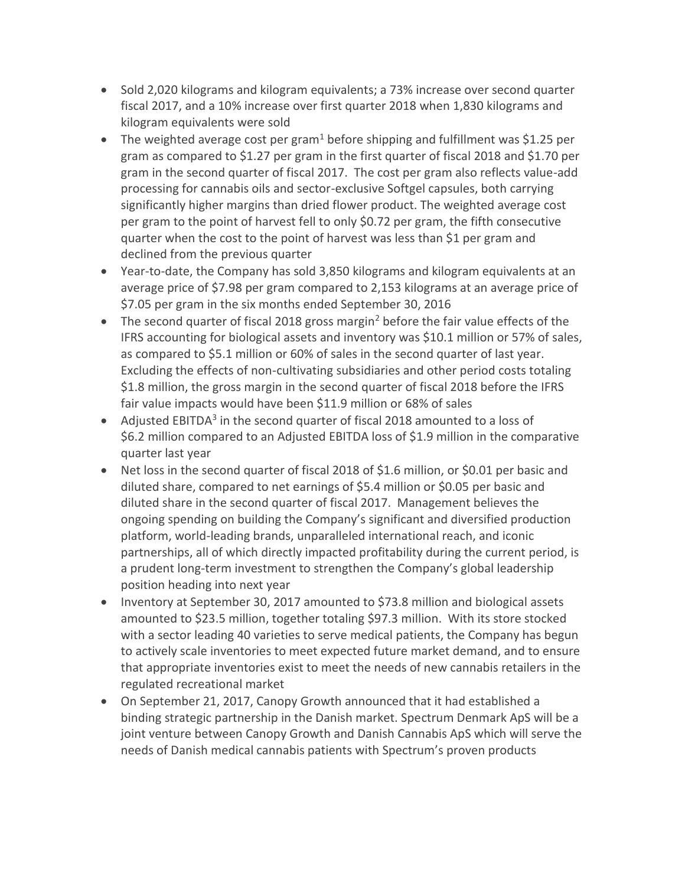- Sold 2,020 kilograms and kilogram equivalents; a 73% increase over second quarter fiscal 2017, and a 10% increase over first quarter 2018 when 1,830 kilograms and kilogram equivalents were sold
- The weighted average cost per gram[1] before shipping and fulfillment was $1.25 per gram as compared to $1.27 per gram in the first quarter of fiscal 2018 and $1.70 per gram in the second quarter of fiscal 2017. The cost per gram also reflects value-add processing for cannabis oils and sector-exclusive Softgel capsules, both carrying significantly higher margins than dried flower product. The weighted average cost per gram to the point of harvest fell to only $0.72 per gram, the fifth consecutive quarter when the cost to the point of harvest was less than $1 per gram and declined from the previous quarter
- Year-to-date, the Company has sold 3,850 kilograms and kilogram equivalents at an average price of $7.98 per gram compared to 2,153 kilograms at an average price of $7.05 per gram in the six months ended September 30, 2016
- The second quarter of fiscal 2018 gross margin[2] before the fair value effects of the IFRS accounting for biological assets and inventory was $10.1 million or 57% of sales, as compared to $5.1 million or 60% of sales in the second quarter of last year. Excluding the effects of non-cultivating subsidiaries and other period costs totaling $1.8 million, the gross margin in the second quarter of fiscal 2018 before the IFRS fair value impacts would have been $11.9 million or 68% of sales
- Adjusted EBITDA[3] in the second quarter of fiscal 2018 amounted to a loss of $6.2 million compared to an Adjusted EBITDA loss of $1.9 million in the comparative quarter last year
- Net loss in the second quarter of fiscal 2018 of $1.6 million, or $0.01 per basic and diluted share, compared to net earnings of $5.4 million or $0.05 per basic and diluted share in the second quarter of fiscal 2017. Management believes the ongoing spending on building the Company's significant and diversified production platform, world-leading brands, unparalleled international reach, and iconic partnerships, all of which directly impacted profitability during the current period, is a prudent long-term investment to strengthen the Company's global leadership position heading into next year
- Inventory at September 30, 2017 amounted to $73.8 million and biological assets amounted to $23.5 million, together totaling $97.3 million. With its store stocked with a sector leading 40 varieties to serve medical patients, the Company has begun to actively scale inventories to meet expected future market demand, and to ensure that appropriate inventories exist to meet the needs of new cannabis retailers in the regulated recreational market
- On September 21, 2017, Canopy Growth announced that it had established a binding strategic partnership in the Danish market. Spectrum Denmark ApS will be a joint venture between Canopy Growth and Danish Cannabis ApS which will serve the needs of Danish medical cannabis patients with Spectrum's proven products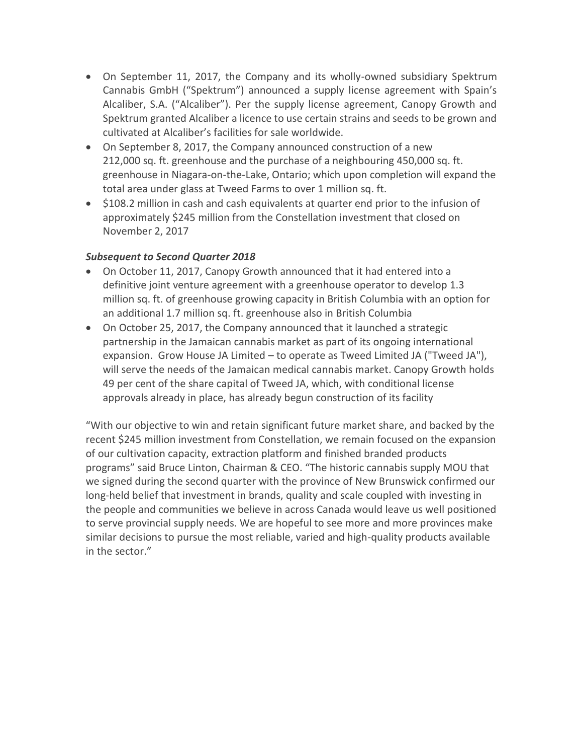- On September 11, 2017, the Company and its wholly-owned subsidiary Spektrum Cannabis GmbH ("Spektrum") announced a supply license agreement with Spain's Alcaliber, S.A. ("Alcaliber"). Per the supply license agreement, Canopy Growth and Spektrum granted Alcaliber a licence to use certain strains and seeds to be grown and cultivated at Alcaliber's facilities for sale worldwide.
- On September 8, 2017, the Company announced construction of a new 212,000 sq. ft. greenhouse and the purchase of a neighbouring 450,000 sq. ft. greenhouse in Niagara-on-the-Lake, Ontario; which upon completion will expand the total area under glass at Tweed Farms to over 1 million sq. ft.
- $108.2 million in cash and cash equivalents at quarter end prior to the infusion of approximately $245 million from the Constellation investment that closed on November 2, 2017

***Subsequent to Second Quarter 2018***

- On October 11, 2017, Canopy Growth announced that it had entered into a definitive joint venture agreement with a greenhouse operator to develop 1.3 million sq. ft. of greenhouse growing capacity in British Columbia with an option for an additional 1.7 million sq. ft. greenhouse also in British Columbia
- On October 25, 2017, the Company announced that it launched a strategic partnership in the Jamaican cannabis market as part of its ongoing international expansion. Grow House JA Limited – to operate as Tweed Limited JA ("Tweed JA"), will serve the needs of the Jamaican medical cannabis market. Canopy Growth holds 49 per cent of the share capital of Tweed JA, which, with conditional license approvals already in place, has already begun construction of its facility

"With our objective to win and retain significant future market share, and backed by the recent $245 million investment from Constellation, we remain focused on the expansion of our cultivation capacity, extraction platform and finished branded products programs" said Bruce Linton, Chairman & CEO. "The historic cannabis supply MOU that we signed during the second quarter with the province of New Brunswick confirmed our long-held belief that investment in brands, quality and scale coupled with investing in the people and communities we believe in across Canada would leave us well positioned to serve provincial supply needs. We are hopeful to see more and more provinces make similar decisions to pursue the most reliable, varied and high-quality products available in the sector."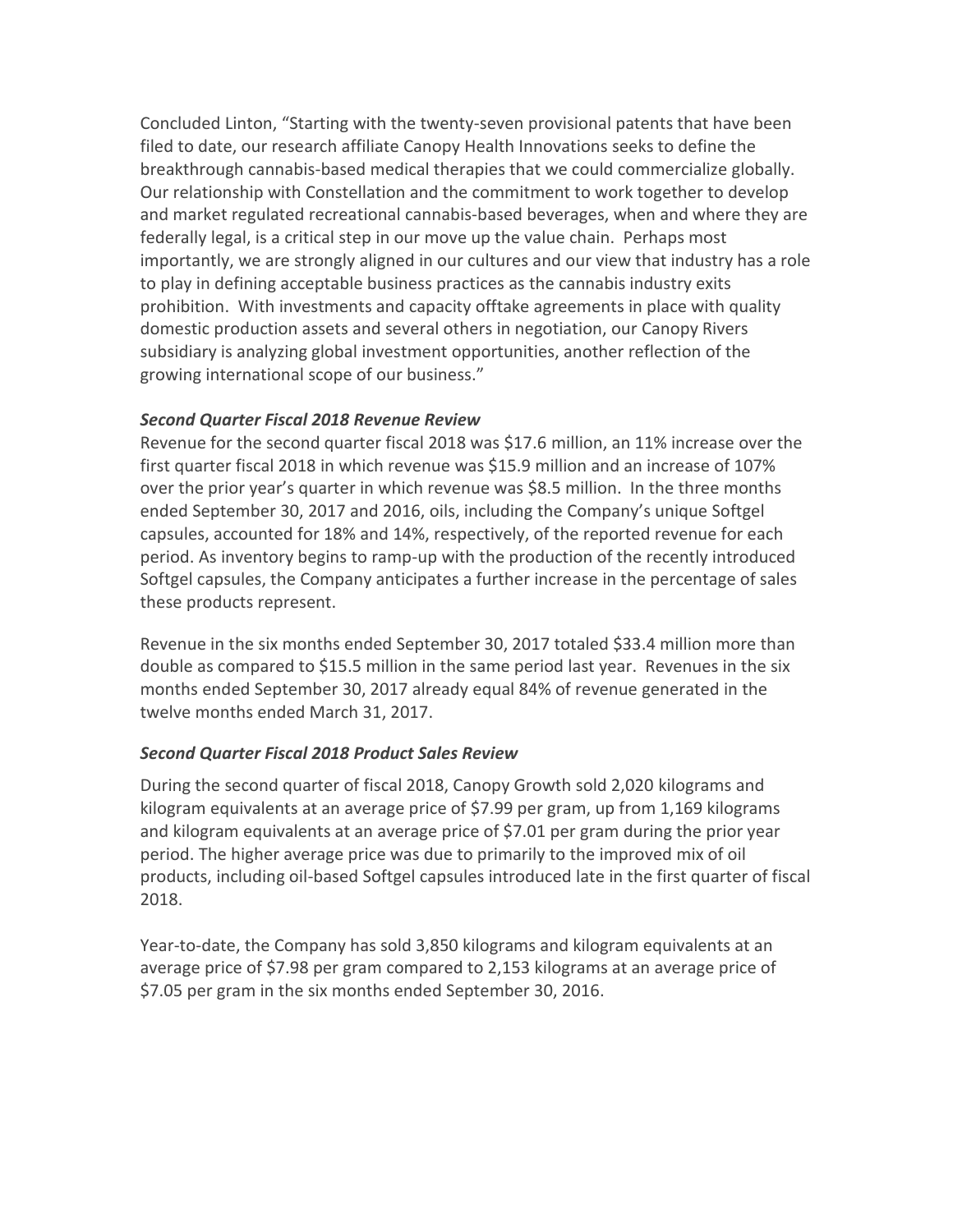Concluded Linton, "Starting with the twenty-seven provisional patents that have been filed to date, our research affiliate Canopy Health Innovations seeks to define the breakthrough cannabis-based medical therapies that we could commercialize globally. Our relationship with Constellation and the commitment to work together to develop and market regulated recreational cannabis-based beverages, when and where they are federally legal, is a critical step in our move up the value chain. Perhaps most importantly, we are strongly aligned in our cultures and our view that industry has a role to play in defining acceptable business practices as the cannabis industry exits prohibition. With investments and capacity offtake agreements in place with quality domestic production assets and several others in negotiation, our Canopy Rivers subsidiary is analyzing global investment opportunities, another reflection of the growing international scope of our business."

***Second Quarter Fiscal 2018 Revenue Review***

Revenue for the second quarter fiscal 2018 was $17.6 million, an 11% increase over the first quarter fiscal 2018 in which revenue was $15.9 million and an increase of 107% over the prior year's quarter in which revenue was $8.5 million. In the three months ended September 30, 2017 and 2016, oils, including the Company's unique Softgel capsules, accounted for 18% and 14%, respectively, of the reported revenue for each period. As inventory begins to ramp-up with the production of the recently introduced Softgel capsules, the Company anticipates a further increase in the percentage of sales these products represent.

Revenue in the six months ended September 30, 2017 totaled $33.4 million more than double as compared to $15.5 million in the same period last year. Revenues in the six months ended September 30, 2017 already equal 84% of revenue generated in the twelve months ended March 31, 2017.

***Second Quarter Fiscal 2018 Product Sales Review***

During the second quarter of fiscal 2018, Canopy Growth sold 2,020 kilograms and kilogram equivalents at an average price of $7.99 per gram, up from 1,169 kilograms and kilogram equivalents at an average price of $7.01 per gram during the prior year period. The higher average price was due to primarily to the improved mix of oil products, including oil-based Softgel capsules introduced late in the first quarter of fiscal 2018.

Year-to-date, the Company has sold 3,850 kilograms and kilogram equivalents at an average price of $7.98 per gram compared to 2,153 kilograms at an average price of $7.05 per gram in the six months ended September 30, 2016.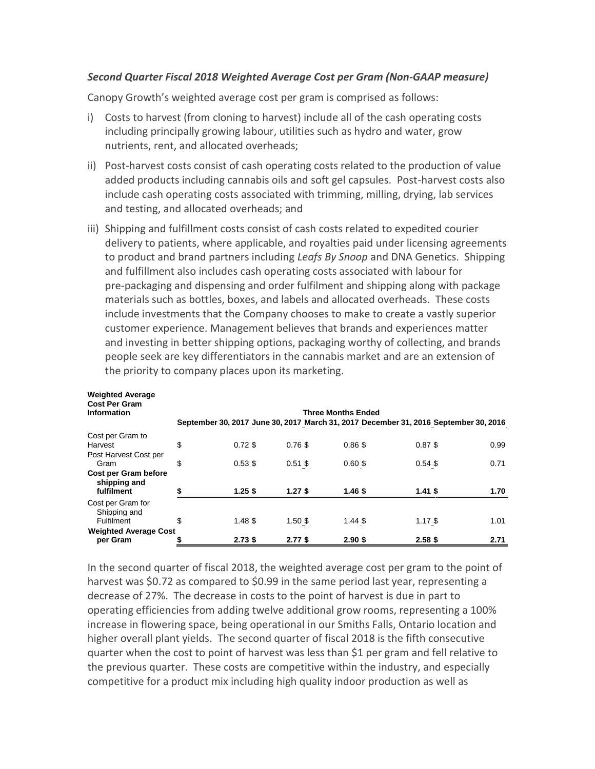### *Second Quarter Fiscal 2018 Weighted Average Cost per Gram (Non-GAAP measure)*

Canopy Growth's weighted average cost per gram is comprised as follows:

i) Costs to harvest (from cloning to harvest) include all of the cash operating costs including principally growing labour, utilities such as hydro and water, grow nutrients, rent, and allocated overheads;

ii) Post-harvest costs consist of cash operating costs related to the production of value added products including cannabis oils and soft gel capsules. Post-harvest costs also include cash operating costs associated with trimming, milling, drying, lab services and testing, and allocated overheads; and

iii) Shipping and fulfillment costs consist of cash costs related to expedited courier delivery to patients, where applicable, and royalties paid under licensing agreements to product and brand partners including *Leafs By Snoop* and DNA Genetics. Shipping and fulfillment also includes cash operating costs associated with labour for pre-packaging and dispensing and order fulfilment and shipping along with package materials such as bottles, boxes, and labels and allocated overheads. These costs include investments that the Company chooses to make to create a vastly superior customer experience. Management believes that brands and experiences matter and investing in better shipping options, packaging worthy of collecting, and brands people seek are key differentiators in the cannabis market and are an extension of the priority to company places upon its marketing.

| **Weighted Average Cost Per Gram Information** | **Three Months Ended** | | | | |
|---|---|---|---|---|---|
| | **September 30, 2017** | **June 30, 2017** | **March 31, 2017** | **December 31, 2016** | **September 30, 2016** |
| Cost per Gram to Harvest | $ 0.72 | $ 0.76 | $ 0.86 | $ 0.87 | $ 0.99 |
| Post Harvest Cost per Gram | $ 0.53 | $ 0.51 | $ 0.60 | $ 0.54 | $ 0.71 |
| **Cost per Gram before shipping and fulfilment** | **$ 1.25** | **$ 1.27** | **$ 1.46** | **$ 1.41** | **$ 1.70** |
| Cost per Gram for Shipping and Fulfilment | $ 1.48 | $ 1.50 | $ 1.44 | $ 1.17 | $ 1.01 |
| **Weighted Average Cost per Gram** | **$ 2.73** | **$ 2.77** | **$ 2.90** | **$ 2.58** | **$ 2.71** |

In the second quarter of fiscal 2018, the weighted average cost per gram to the point of harvest was $0.72 as compared to $0.99 in the same period last year, representing a decrease of 27%. The decrease in costs to the point of harvest is due in part to operating efficiencies from adding twelve additional grow rooms, representing a 100% increase in flowering space, being operational in our Smiths Falls, Ontario location and higher overall plant yields. The second quarter of fiscal 2018 is the fifth consecutive quarter when the cost to point of harvest was less than $1 per gram and fell relative to the previous quarter. These costs are competitive within the industry, and especially competitive for a product mix including high quality indoor production as well as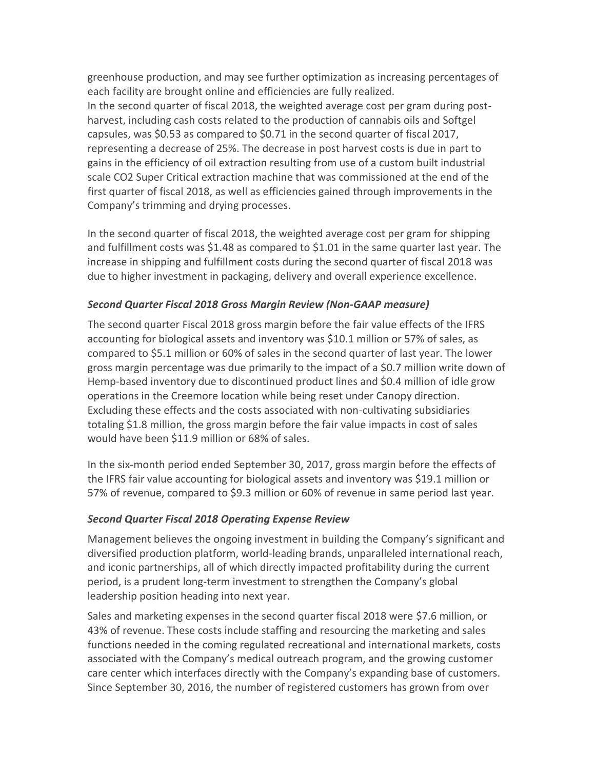greenhouse production, and may see further optimization as increasing percentages of each facility are brought online and efficiencies are fully realized.
In the second quarter of fiscal 2018, the weighted average cost per gram during post-harvest, including cash costs related to the production of cannabis oils and Softgel capsules, was $0.53 as compared to $0.71 in the second quarter of fiscal 2017, representing a decrease of 25%. The decrease in post harvest costs is due in part to gains in the efficiency of oil extraction resulting from use of a custom built industrial scale $CO_2$ Super Critical extraction machine that was commissioned at the end of the first quarter of fiscal 2018, as well as efficiencies gained through improvements in the Company's trimming and drying processes.

In the second quarter of fiscal 2018, the weighted average cost per gram for shipping and fulfillment costs was $1.48 as compared to $1.01 in the same quarter last year. The increase in shipping and fulfillment costs during the second quarter of fiscal 2018 was due to higher investment in packaging, delivery and overall experience excellence.

### *Second Quarter Fiscal 2018 Gross Margin Review (Non-GAAP measure)*

The second quarter Fiscal 2018 gross margin before the fair value effects of the IFRS accounting for biological assets and inventory was $10.1 million or 57% of sales, as compared to $5.1 million or 60% of sales in the second quarter of last year. The lower gross margin percentage was due primarily to the impact of a $0.7 million write down of Hemp-based inventory due to discontinued product lines and $0.4 million of idle grow operations in the Creemore location while being reset under Canopy direction. Excluding these effects and the costs associated with non-cultivating subsidiaries totaling $1.8 million, the gross margin before the fair value impacts in cost of sales would have been $11.9 million or 68% of sales.

In the six-month period ended September 30, 2017, gross margin before the effects of the IFRS fair value accounting for biological assets and inventory was $19.1 million or 57% of revenue, compared to $9.3 million or 60% of revenue in same period last year.

### *Second Quarter Fiscal 2018 Operating Expense Review*

Management believes the ongoing investment in building the Company's significant and diversified production platform, world-leading brands, unparalleled international reach, and iconic partnerships, all of which directly impacted profitability during the current period, is a prudent long-term investment to strengthen the Company's global leadership position heading into next year.

Sales and marketing expenses in the second quarter fiscal 2018 were $7.6 million, or 43% of revenue. These costs include staffing and resourcing the marketing and sales functions needed in the coming regulated recreational and international markets, costs associated with the Company's medical outreach program, and the growing customer care center which interfaces directly with the Company's expanding base of customers. Since September 30, 2016, the number of registered customers has grown from over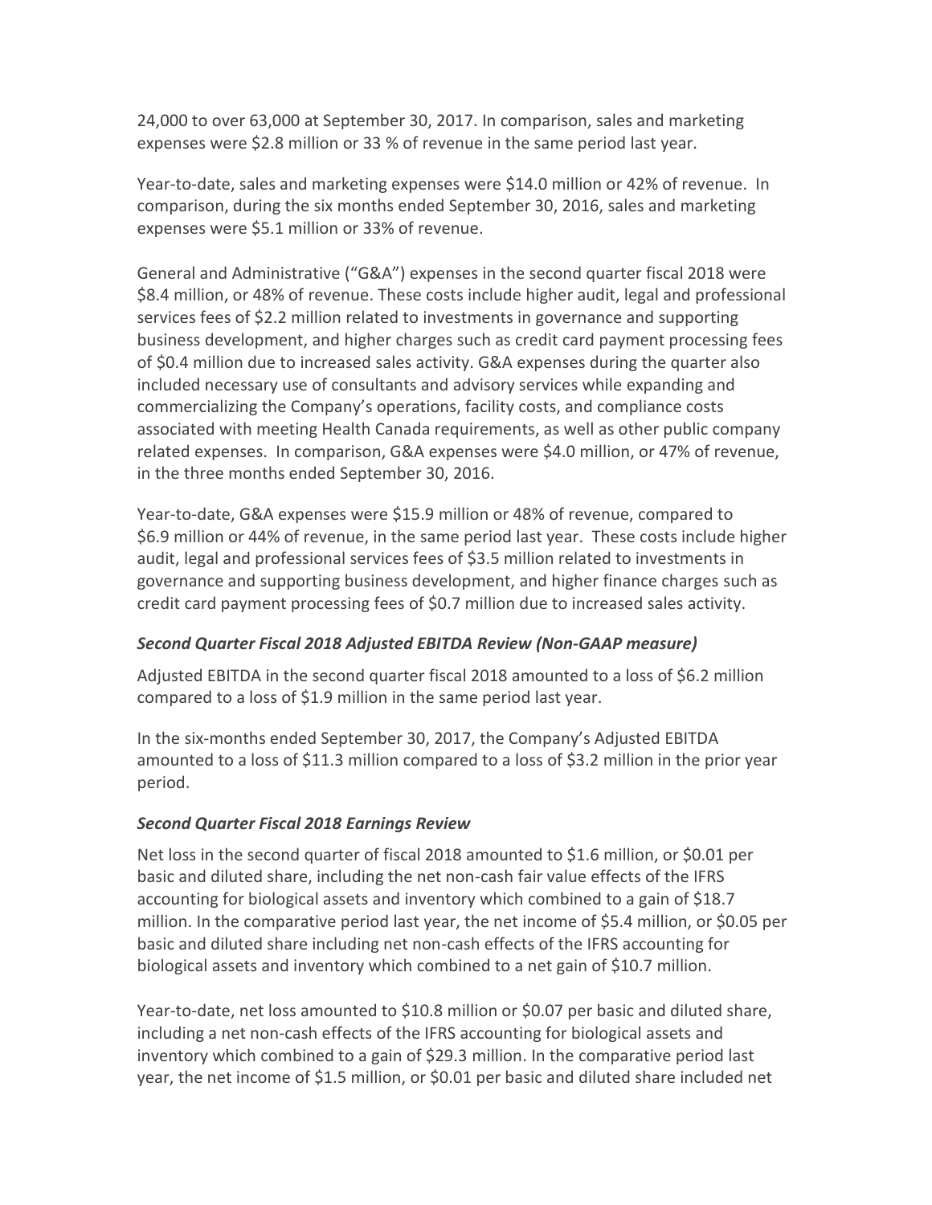24,000 to over 63,000 at September 30, 2017. In comparison, sales and marketing expenses were $2.8 million or 33 % of revenue in the same period last year.

Year-to-date, sales and marketing expenses were $14.0 million or 42% of revenue. In comparison, during the six months ended September 30, 2016, sales and marketing expenses were $5.1 million or 33% of revenue.

General and Administrative ("G&A") expenses in the second quarter fiscal 2018 were $8.4 million, or 48% of revenue. These costs include higher audit, legal and professional services fees of $2.2 million related to investments in governance and supporting business development, and higher charges such as credit card payment processing fees of $0.4 million due to increased sales activity. G&A expenses during the quarter also included necessary use of consultants and advisory services while expanding and commercializing the Company's operations, facility costs, and compliance costs associated with meeting Health Canada requirements, as well as other public company related expenses. In comparison, G&A expenses were $4.0 million, or 47% of revenue, in the three months ended September 30, 2016.

Year-to-date, G&A expenses were $15.9 million or 48% of revenue, compared to $6.9 million or 44% of revenue, in the same period last year. These costs include higher audit, legal and professional services fees of $3.5 million related to investments in governance and supporting business development, and higher finance charges such as credit card payment processing fees of $0.7 million due to increased sales activity.

### *Second Quarter Fiscal 2018 Adjusted EBITDA Review (Non-GAAP measure)*

Adjusted EBITDA in the second quarter fiscal 2018 amounted to a loss of $6.2 million compared to a loss of $1.9 million in the same period last year.

In the six-months ended September 30, 2017, the Company's Adjusted EBITDA amounted to a loss of $11.3 million compared to a loss of $3.2 million in the prior year period.

### *Second Quarter Fiscal 2018 Earnings Review*

Net loss in the second quarter of fiscal 2018 amounted to $1.6 million, or $0.01 per basic and diluted share, including the net non-cash fair value effects of the IFRS accounting for biological assets and inventory which combined to a gain of $18.7 million. In the comparative period last year, the net income of $5.4 million, or $0.05 per basic and diluted share including net non-cash effects of the IFRS accounting for biological assets and inventory which combined to a net gain of $10.7 million.

Year-to-date, net loss amounted to $10.8 million or $0.07 per basic and diluted share, including a net non-cash effects of the IFRS accounting for biological assets and inventory which combined to a gain of $29.3 million. In the comparative period last year, the net income of $1.5 million, or $0.01 per basic and diluted share included net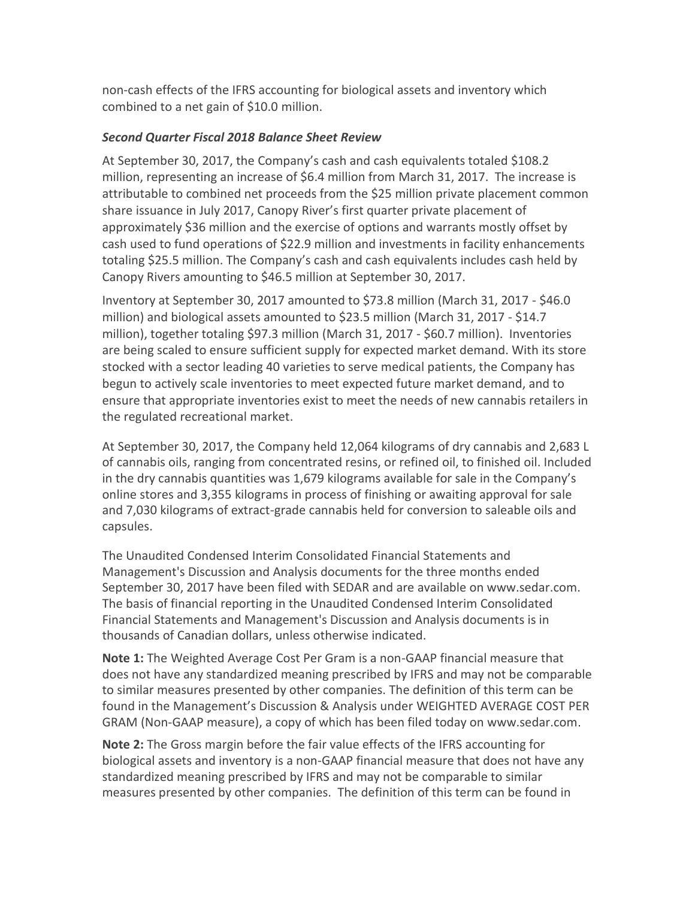non-cash effects of the IFRS accounting for biological assets and inventory which combined to a net gain of $10.0 million.

***Second Quarter Fiscal 2018 Balance Sheet Review***

At September 30, 2017, the Company's cash and cash equivalents totaled $108.2 million, representing an increase of $6.4 million from March 31, 2017. The increase is attributable to combined net proceeds from the $25 million private placement common share issuance in July 2017, Canopy River's first quarter private placement of approximately $36 million and the exercise of options and warrants mostly offset by cash used to fund operations of $22.9 million and investments in facility enhancements totaling $25.5 million. The Company's cash and cash equivalents includes cash held by Canopy Rivers amounting to $46.5 million at September 30, 2017.

Inventory at September 30, 2017 amounted to $73.8 million (March 31, 2017 - $46.0 million) and biological assets amounted to $23.5 million (March 31, 2017 - $14.7 million), together totaling $97.3 million (March 31, 2017 - $60.7 million). Inventories are being scaled to ensure sufficient supply for expected market demand. With its store stocked with a sector leading 40 varieties to serve medical patients, the Company has begun to actively scale inventories to meet expected future market demand, and to ensure that appropriate inventories exist to meet the needs of new cannabis retailers in the regulated recreational market.

At September 30, 2017, the Company held 12,064 kilograms of dry cannabis and 2,683 L of cannabis oils, ranging from concentrated resins, or refined oil, to finished oil. Included in the dry cannabis quantities was 1,679 kilograms available for sale in the Company's online stores and 3,355 kilograms in process of finishing or awaiting approval for sale and 7,030 kilograms of extract-grade cannabis held for conversion to saleable oils and capsules.

The Unaudited Condensed Interim Consolidated Financial Statements and Management's Discussion and Analysis documents for the three months ended September 30, 2017 have been filed with SEDAR and are available on www.sedar.com. The basis of financial reporting in the Unaudited Condensed Interim Consolidated Financial Statements and Management's Discussion and Analysis documents is in thousands of Canadian dollars, unless otherwise indicated.

**Note 1:** The Weighted Average Cost Per Gram is a non-GAAP financial measure that does not have any standardized meaning prescribed by IFRS and may not be comparable to similar measures presented by other companies. The definition of this term can be found in the Management's Discussion & Analysis under WEIGHTED AVERAGE COST PER GRAM (Non-GAAP measure), a copy of which has been filed today on www.sedar.com.

**Note 2:** The Gross margin before the fair value effects of the IFRS accounting for biological assets and inventory is a non-GAAP financial measure that does not have any standardized meaning prescribed by IFRS and may not be comparable to similar measures presented by other companies. The definition of this term can be found in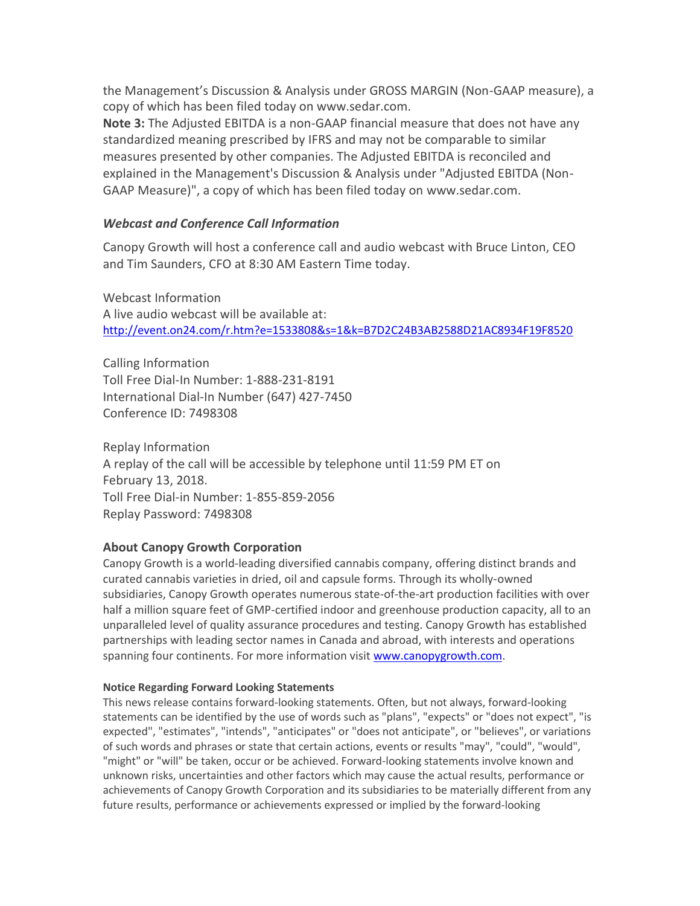the Management's Discussion & Analysis under GROSS MARGIN (Non-GAAP measure), a copy of which has been filed today on www.sedar.com.

**Note 3:** The Adjusted EBITDA is a non-GAAP financial measure that does not have any standardized meaning prescribed by IFRS and may not be comparable to similar measures presented by other companies. The Adjusted EBITDA is reconciled and explained in the Management's Discussion & Analysis under "Adjusted EBITDA (Non-GAAP Measure)", a copy of which has been filed today on www.sedar.com.

### *Webcast and Conference Call Information*

Canopy Growth will host a conference call and audio webcast with Bruce Linton, CEO and Tim Saunders, CFO at 8:30 AM Eastern Time today.

Webcast Information
A live audio webcast will be available at:
[http://event.on24.com/r.htm?e=1533808&s=1&k=B7D2C24B3AB2588D21AC8934F19F8520](http://event.on24.com/r.htm?e=1533808&s=1&k=B7D2C24B3AB2588D21AC8934F19F8520)

Calling Information
Toll Free Dial-In Number: 1-888-231-8191
International Dial-In Number (647) 427-7450
Conference ID: 7498308

Replay Information
A replay of the call will be accessible by telephone until 11:59 PM ET on February 13, 2018.
Toll Free Dial-in Number: 1-855-859-2056
Replay Password: 7498308

### About Canopy Growth Corporation

Canopy Growth is a world-leading diversified cannabis company, offering distinct brands and curated cannabis varieties in dried, oil and capsule forms. Through its wholly-owned subsidiaries, Canopy Growth operates numerous state-of-the-art production facilities with over half a million square feet of GMP-certified indoor and greenhouse production capacity, all to an unparalleled level of quality assurance procedures and testing. Canopy Growth has established partnerships with leading sector names in Canada and abroad, with interests and operations spanning four continents. For more information visit [www.canopygrowth.com](http://www.canopygrowth.com).

#### Notice Regarding Forward Looking Statements

This news release contains forward-looking statements. Often, but not always, forward-looking statements can be identified by the use of words such as "plans", "expects" or "does not expect", "is expected", "estimates", "intends", "anticipates" or "does not anticipate", or "believes", or variations of such words and phrases or state that certain actions, events or results "may", "could", "would", "might" or "will" be taken, occur or be achieved. Forward-looking statements involve known and unknown risks, uncertainties and other factors which may cause the actual results, performance or achievements of Canopy Growth Corporation and its subsidiaries to be materially different from any future results, performance or achievements expressed or implied by the forward-looking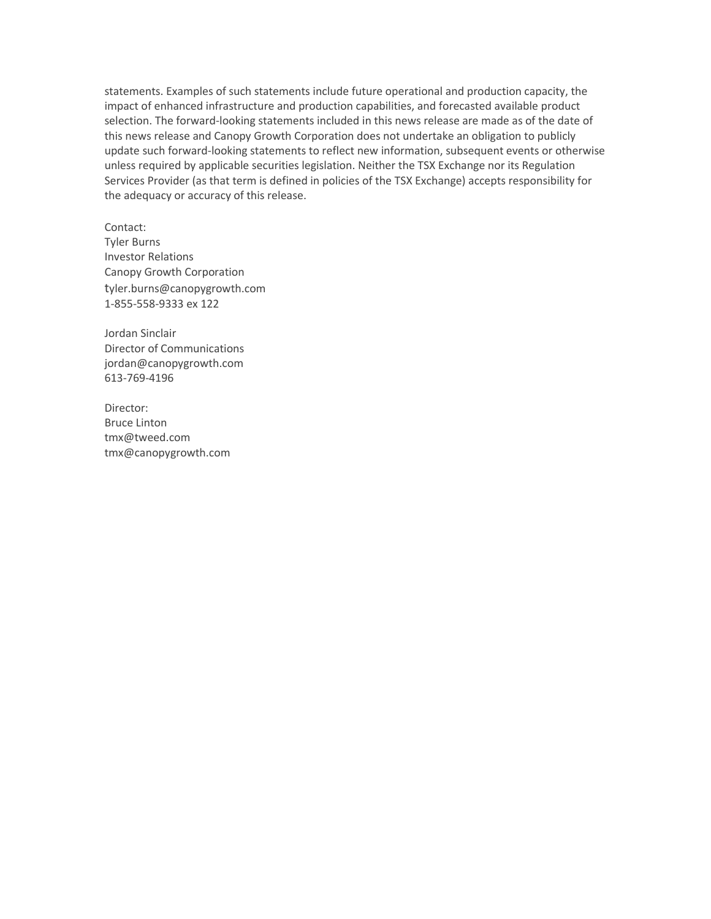statements. Examples of such statements include future operational and production capacity, the impact of enhanced infrastructure and production capabilities, and forecasted available product selection. The forward-looking statements included in this news release are made as of the date of this news release and Canopy Growth Corporation does not undertake an obligation to publicly update such forward-looking statements to reflect new information, subsequent events or otherwise unless required by applicable securities legislation. Neither the TSX Exchange nor its Regulation Services Provider (as that term is defined in policies of the TSX Exchange) accepts responsibility for the adequacy or accuracy of this release.

Contact:
Tyler Burns
Investor Relations
Canopy Growth Corporation
tyler.burns@canopygrowth.com
1-855-558-9333 ex 122

Jordan Sinclair
Director of Communications
jordan@canopygrowth.com
613-769-4196

Director:
Bruce Linton
tmx@tweed.com
tmx@canopygrowth.com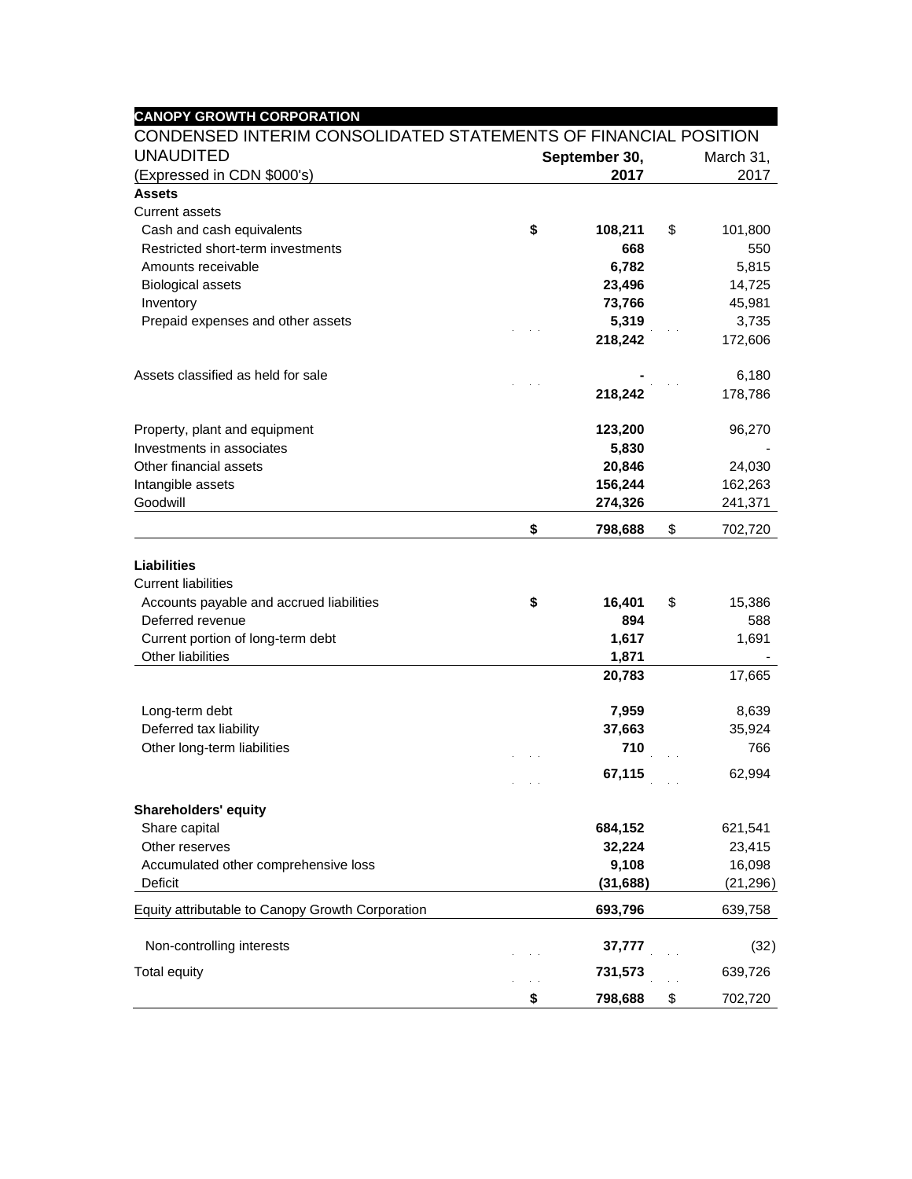**CANOPY GROWTH CORPORATION**

CONDENSED INTERIM CONSOLIDATED STATEMENTS OF FINANCIAL POSITION

UNAUDITED

(Expressed in CDN $000's)

| | | September 30, 2017 | | March 31, 2017 |
|---|---|---|---|---|
| **Assets** | | | | |
| Current assets | | | | |
| Cash and cash equivalents | **$** | **108,211** | $ | 101,800 |
| Restricted short-term investments | | **668** | | 550 |
| Amounts receivable | | **6,782** | | 5,815 |
| Biological assets | | **23,496** | | 14,725 |
| Inventory | | **73,766** | | 45,981 |
| Prepaid expenses and other assets | | **5,319** | | 3,735 |
| | | **218,242** | | 172,606 |
| Assets classified as held for sale | | **-** | | 6,180 |
| | | **218,242** | | 178,786 |
| Property, plant and equipment | | **123,200** | | 96,270 |
| Investments in associates | | **5,830** | | - |
| Other financial assets | | **20,846** | | 24,030 |
| Intangible assets | | **156,244** | | 162,263 |
| Goodwill | | **274,326** | | 241,371 |
| | **$** | **798,688** | $ | 702,720 |
| **Liabilities** | | | | |
| Current liabilities | | | | |
| Accounts payable and accrued liabilities | **$** | **16,401** | $ | 15,386 |
| Deferred revenue | | **894** | | 588 |
| Current portion of long-term debt | | **1,617** | | 1,691 |
| Other liabilities | | **1,871** | | - |
| | | **20,783** | | 17,665 |
| Long-term debt | | **7,959** | | 8,639 |
| Deferred tax liability | | **37,663** | | 35,924 |
| Other long-term liabilities | | **710** | | 766 |
| | | **67,115** | | 62,994 |
| **Shareholders' equity** | | | | |
| Share capital | | **684,152** | | 621,541 |
| Other reserves | | **32,224** | | 23,415 |
| Accumulated other comprehensive loss | | **9,108** | | 16,098 |
| Deficit | | **(31,688)** | | (21,296) |
| Equity attributable to Canopy Growth Corporation | | **693,796** | | 639,758 |
| Non-controlling interests | | **37,777** | | (32) |
| Total equity | | **731,573** | | 639,726 |
| | **$** | **798,688** | $ | 702,720 |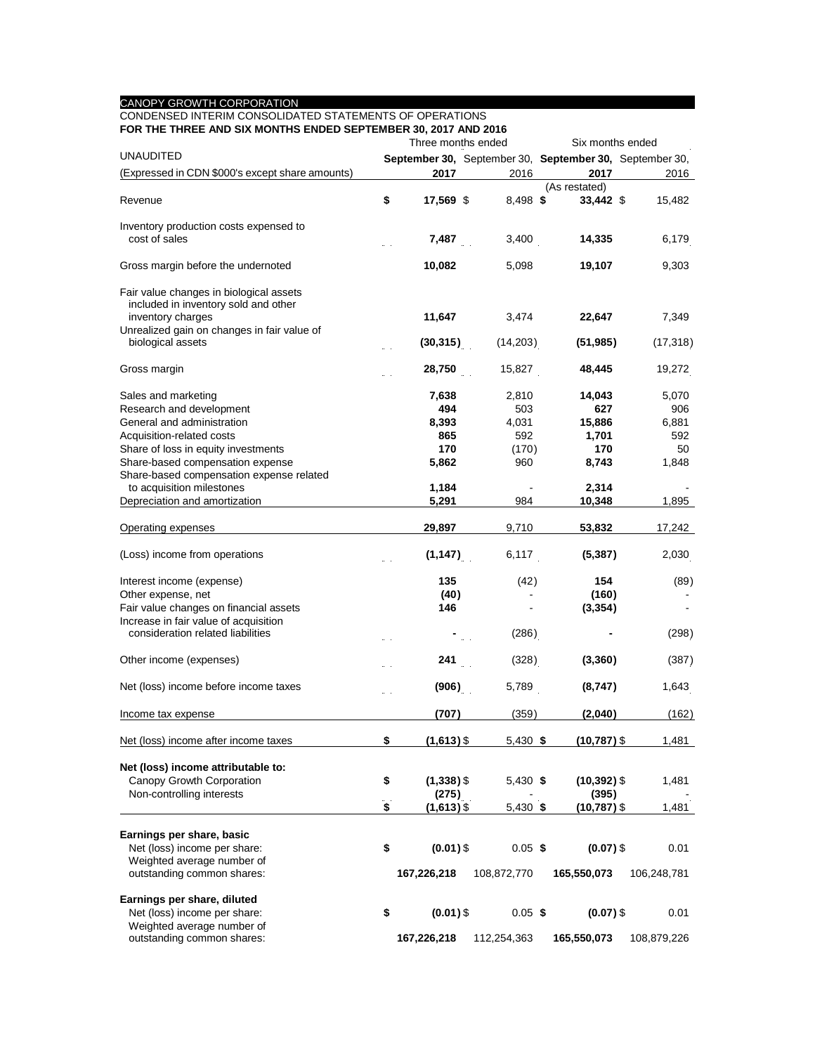CANOPY GROWTH CORPORATION

CONDENSED INTERIM CONSOLIDATED STATEMENTS OF OPERATIONS

**FOR THE THREE AND SIX MONTHS ENDED SEPTEMBER 30, 2017 AND 2016**

| UNAUDITED | Three months ended | | Six months ended | |
|---|---|---|---|---|
| (Expressed in CDN $000's except share amounts) | **September 30, 2017** | September 30, 2016 | **September 30, 2017** | September 30, 2016 |
| | | | (As restated) | |
| Revenue | **$ 17,569** | $ 8,498 | **$ 33,442** | $ 15,482 |
| Inventory production costs expensed to cost of sales | **7,487** | 3,400 | **14,335** | 6,179 |
| Gross margin before the undernoted | **10,082** | 5,098 | **19,107** | 9,303 |
| Fair value changes in biological assets included in inventory sold and other inventory charges | **11,647** | 3,474 | **22,647** | 7,349 |
| Unrealized gain on changes in fair value of biological assets | **(30,315)** | (14,203) | **(51,985)** | (17,318) |
| Gross margin | **28,750** | 15,827 | **48,445** | 19,272 |
| Sales and marketing | **7,638** | 2,810 | **14,043** | 5,070 |
| Research and development | **494** | 503 | **627** | 906 |
| General and administration | **8,393** | 4,031 | **15,886** | 6,881 |
| Acquisition-related costs | **865** | 592 | **1,701** | 592 |
| Share of loss in equity investments | **170** | (170) | **170** | 50 |
| Share-based compensation expense | **5,862** | 960 | **8,743** | 1,848 |
| Share-based compensation expense related to acquisition milestones | **1,184** | - | **2,314** | - |
| Depreciation and amortization | **5,291** | 984 | **10,348** | 1,895 |
| Operating expenses | **29,897** | 9,710 | **53,832** | 17,242 |
| (Loss) income from operations | **(1,147)** | 6,117 | **(5,387)** | 2,030 |
| Interest income (expense) | **135** | (42) | **154** | (89) |
| Other expense, net | **(40)** | - | **(160)** | - |
| Fair value changes on financial assets | **146** | - | **(3,354)** | - |
| Increase in fair value of acquisition consideration related liabilities | **-** | (286) | **-** | (298) |
| Other income (expenses) | **241** | (328) | **(3,360)** | (387) |
| Net (loss) income before income taxes | **(906)** | 5,789 | **(8,747)** | 1,643 |
| Income tax expense | **(707)** | (359) | **(2,040)** | (162) |
| Net (loss) income after income taxes | **$ (1,613)** | $ 5,430 | **$ (10,787)** | $ 1,481 |
| **Net (loss) income attributable to:** | | | | |
| Canopy Growth Corporation | **$ (1,338)** | $ 5,430 | **$ (10,392)** | $ 1,481 |
| Non-controlling interests | **(275)** | - | **(395)** | - |
| | **$ (1,613)** | $ 5,430 | **$ (10,787)** | $ 1,481 |
| **Earnings per share, basic** | | | | |
| Net (loss) income per share: | **$ (0.01)** | $ 0.05 | **$ (0.07)** | $ 0.01 |
| Weighted average number of outstanding common shares: | **167,226,218** | 108,872,770 | **165,550,073** | 106,248,781 |
| **Earnings per share, diluted** | | | | |
| Net (loss) income per share: | **$ (0.01)** | $ 0.05 | **$ (0.07)** | $ 0.01 |
| Weighted average number of outstanding common shares: | **167,226,218** | 112,254,363 | **165,550,073** | 108,879,226 |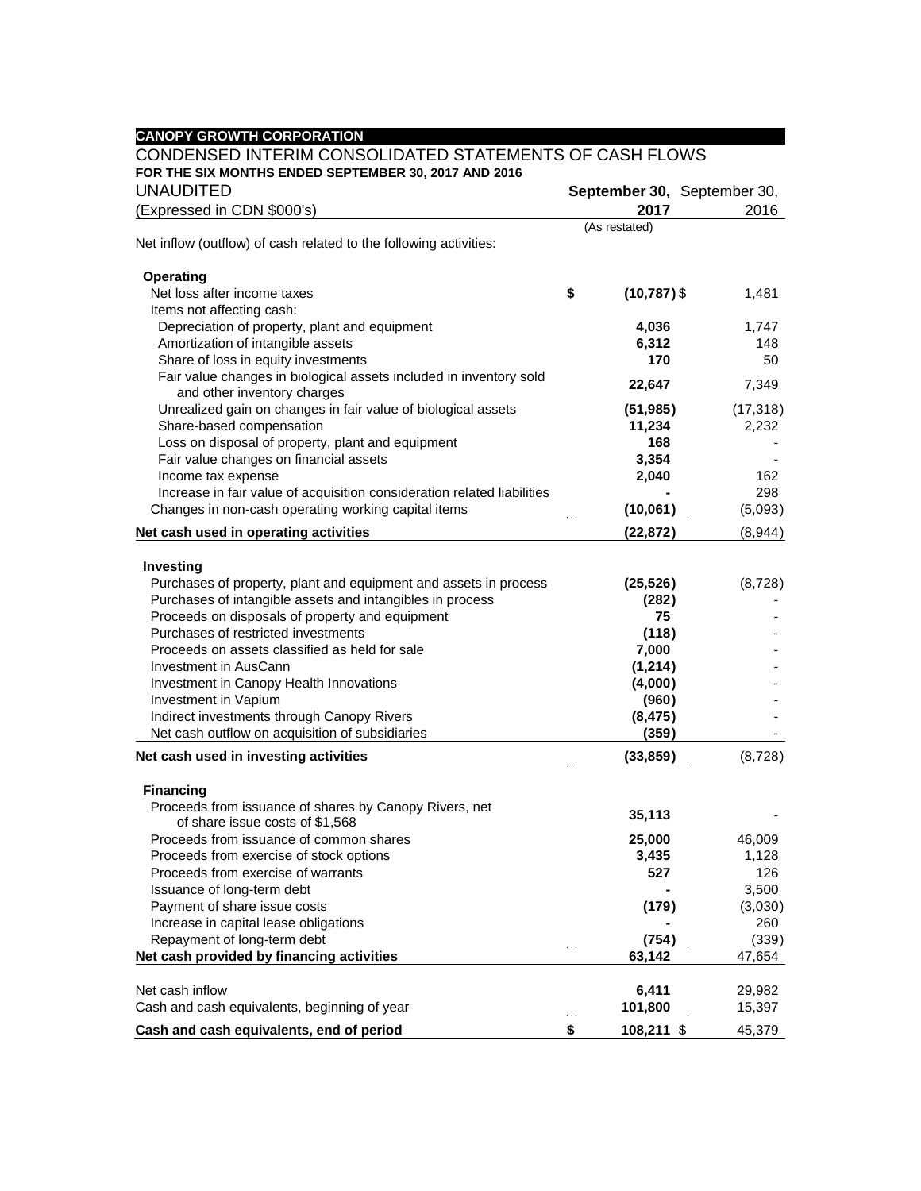**CANOPY GROWTH CORPORATION**

## CONDENSED INTERIM CONSOLIDATED STATEMENTS OF CASH FLOWS

**FOR THE SIX MONTHS ENDED SEPTEMBER 30, 2017 AND 2016**

UNAUDITED

(Expressed in CDN $000's)

| | **September 30, 2017** (As restated) | September 30, 2016 |
|---|---|---|
| Net inflow (outflow) of cash related to the following activities: | | |
| **Operating** | | |
| Net loss after income taxes | **$ (10,787)** | $ 1,481 |
| Items not affecting cash: | | |
| Depreciation of property, plant and equipment | **4,036** | 1,747 |
| Amortization of intangible assets | **6,312** | 148 |
| Share of loss in equity investments | **170** | 50 |
| Fair value changes in biological assets included in inventory sold and other inventory charges | **22,647** | 7,349 |
| Unrealized gain on changes in fair value of biological assets | **(51,985)** | (17,318) |
| Share-based compensation | **11,234** | 2,232 |
| Loss on disposal of property, plant and equipment | **168** | - |
| Fair value changes on financial assets | **3,354** | - |
| Income tax expense | **2,040** | 162 |
| Increase in fair value of acquisition consideration related liabilities | **-** | 298 |
| Changes in non-cash operating working capital items | **(10,061)** | (5,093) |
| **Net cash used in operating activities** | **(22,872)** | (8,944) |
| **Investing** | | |
| Purchases of property, plant and equipment and assets in process | **(25,526)** | (8,728) |
| Purchases of intangible assets and intangibles in process | **(282)** | - |
| Proceeds on disposals of property and equipment | **75** | - |
| Purchases of restricted investments | **(118)** | - |
| Proceeds on assets classified as held for sale | **7,000** | - |
| Investment in AusCann | **(1,214)** | - |
| Investment in Canopy Health Innovations | **(4,000)** | - |
| Investment in Vapium | **(960)** | - |
| Indirect investments through Canopy Rivers | **(8,475)** | - |
| Net cash outflow on acquisition of subsidiaries | **(359)** | - |
| **Net cash used in investing activities** | **(33,859)** | (8,728) |
| **Financing** | | |
| Proceeds from issuance of shares by Canopy Rivers, net of share issue costs of $1,568 | **35,113** | - |
| Proceeds from issuance of common shares | **25,000** | 46,009 |
| Proceeds from exercise of stock options | **3,435** | 1,128 |
| Proceeds from exercise of warrants | **527** | 126 |
| Issuance of long-term debt | **-** | 3,500 |
| Payment of share issue costs | **(179)** | (3,030) |
| Increase in capital lease obligations | **-** | 260 |
| Repayment of long-term debt | **(754)** | (339) |
| **Net cash provided by financing activities** | **63,142** | 47,654 |
| Net cash inflow | **6,411** | 29,982 |
| Cash and cash equivalents, beginning of year | **101,800** | 15,397 |
| **Cash and cash equivalents, end of period** | **$ 108,211** | $ 45,379 |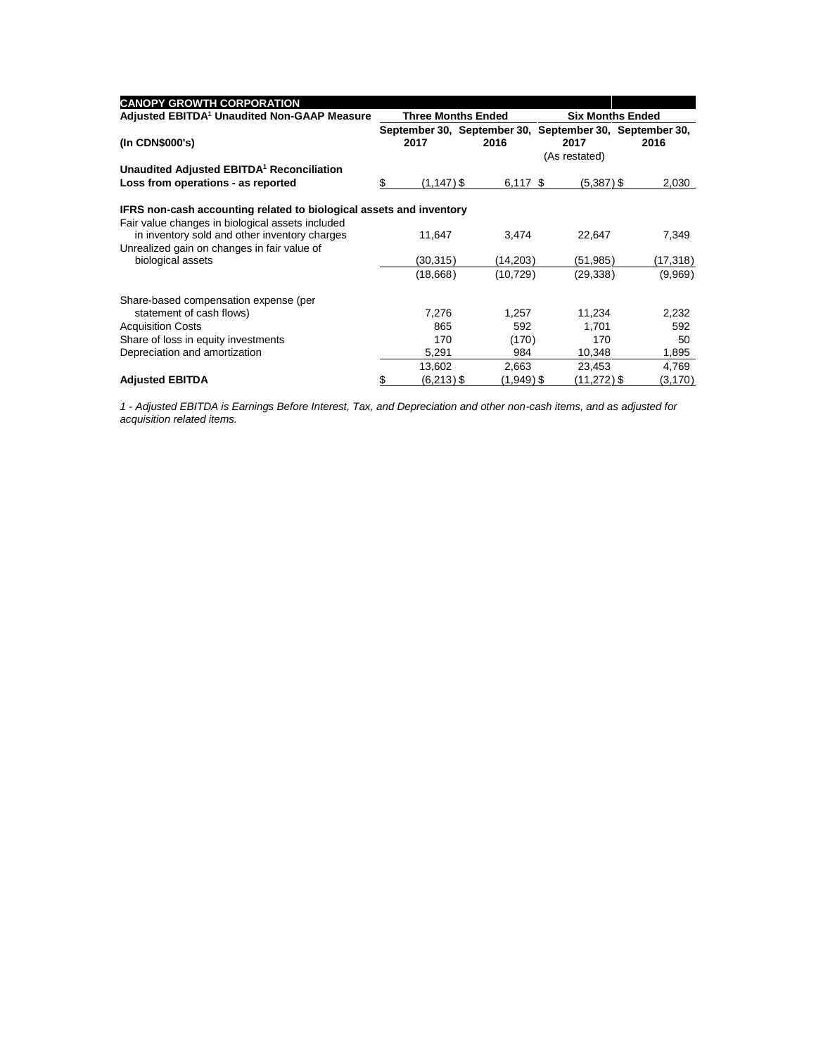| **CANOPY GROWTH CORPORATION** | | | | |
|---|---|---|---|---|
| **Adjusted EBITDA[1] Unaudited Non-GAAP Measure** | **Three Months Ended** | | **Six Months Ended** | |
| **(In CDN$000's)** | **September 30, 2017** | **September 30, 2016** | **September 30, 2017** (As restated) | **September 30, 2016** |
| **Unaudited Adjusted EBITDA[1] Reconciliation** | | | | |
| **Loss from operations - as reported** | $ (1,147) | $ 6,117 | $ (5,387) | $ 2,030 |
| **IFRS non-cash accounting related to biological assets and inventory** | | | | |
| Fair value changes in biological assets included in inventory sold and other inventory charges | 11,647 | 3,474 | 22,647 | 7,349 |
| Unrealized gain on changes in fair value of biological assets | (30,315) | (14,203) | (51,985) | (17,318) |
| | (18,668) | (10,729) | (29,338) | (9,969) |
| Share-based compensation expense (per statement of cash flows) | 7,276 | 1,257 | 11,234 | 2,232 |
| Acquisition Costs | 865 | 592 | 1,701 | 592 |
| Share of loss in equity investments | 170 | (170) | 170 | 50 |
| Depreciation and amortization | 5,291 | 984 | 10,348 | 1,895 |
| | 13,602 | 2,663 | 23,453 | 4,769 |
| **Adjusted EBITDA** | $ (6,213) | $ (1,949) | $ (11,272) | $ (3,170) |

*1 - Adjusted EBITDA is Earnings Before Interest, Tax, and Depreciation and other non-cash items, and as adjusted for acquisition related items.*